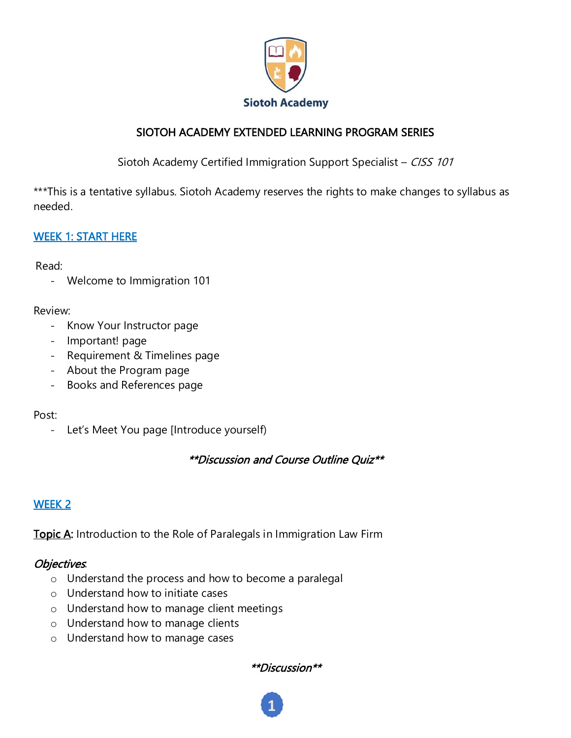Siotoh Academy

## SIOTOH ACADEMY EXTENDED LEARNING PROGRAM SERIES

Siotoh Academy Certified Immigration Support Specialist – *CISS 101*

***This is a tentative syllabus. Siotoh Academy reserves the rights to make changes to syllabus as needed.

### WEEK 1: START HERE

Read:

- Welcome to Immigration 101

Review:

- Know Your Instructor page
- Important! page
- Requirement & Timelines page
- About the Program page
- Books and References page

Post:

- Let's Meet You page [Introduce yourself)

***\*\*Discussion and Course Outline Quiz\*\****

### WEEK 2

Topic A: Introduction to the Role of Paralegals in Immigration Law Firm

***Objectives:***

- Understand the process and how to become a paralegal
- Understand how to initiate cases
- Understand how to manage client meetings
- Understand how to manage clients
- Understand how to manage cases

***\*\*Discussion\*\****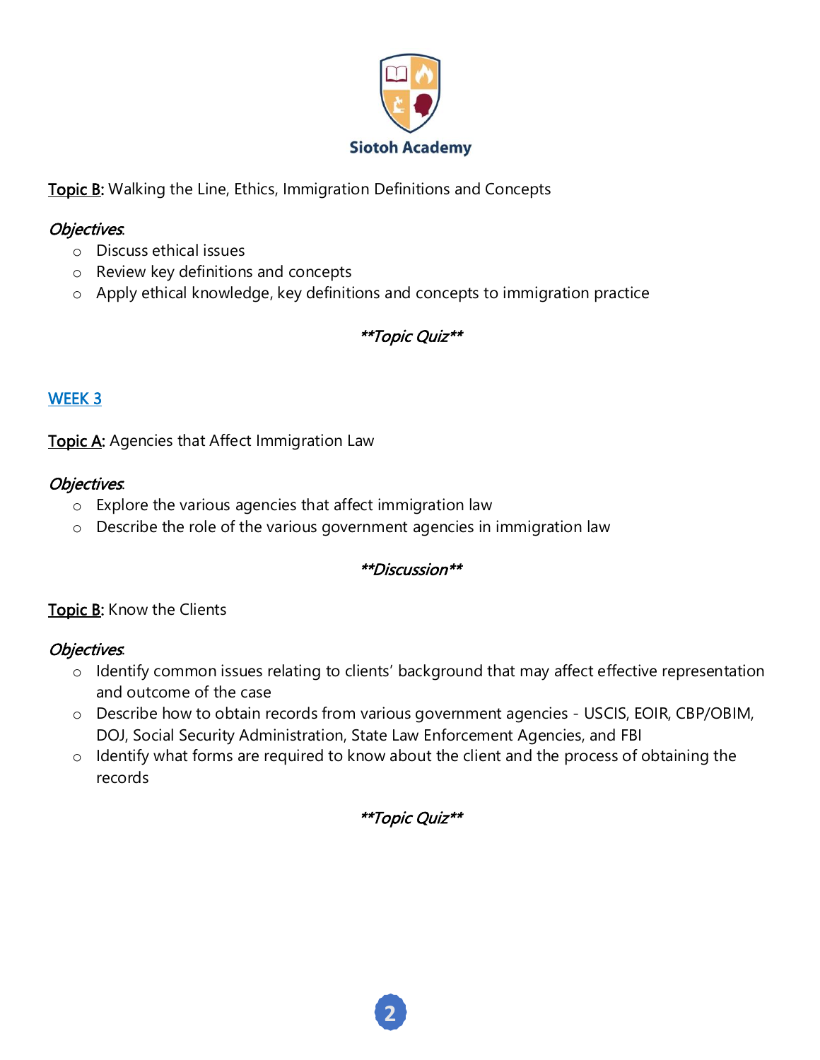Siotoh Academy

**Topic B:** Walking the Line, Ethics, Immigration Definitions and Concepts

*Objectives:*

- Discuss ethical issues
- Review key definitions and concepts
- Apply ethical knowledge, key definitions and concepts to immigration practice

***Topic Quiz***

## WEEK 3

**Topic A:** Agencies that Affect Immigration Law

*Objectives:*

- Explore the various agencies that affect immigration law
- Describe the role of the various government agencies in immigration law

***Discussion***

**Topic B:** Know the Clients

*Objectives:*

- Identify common issues relating to clients' background that may affect effective representation and outcome of the case
- Describe how to obtain records from various government agencies - USCIS, EOIR, CBP/OBIM, DOJ, Social Security Administration, State Law Enforcement Agencies, and FBI
- Identify what forms are required to know about the client and the process of obtaining the records

***Topic Quiz***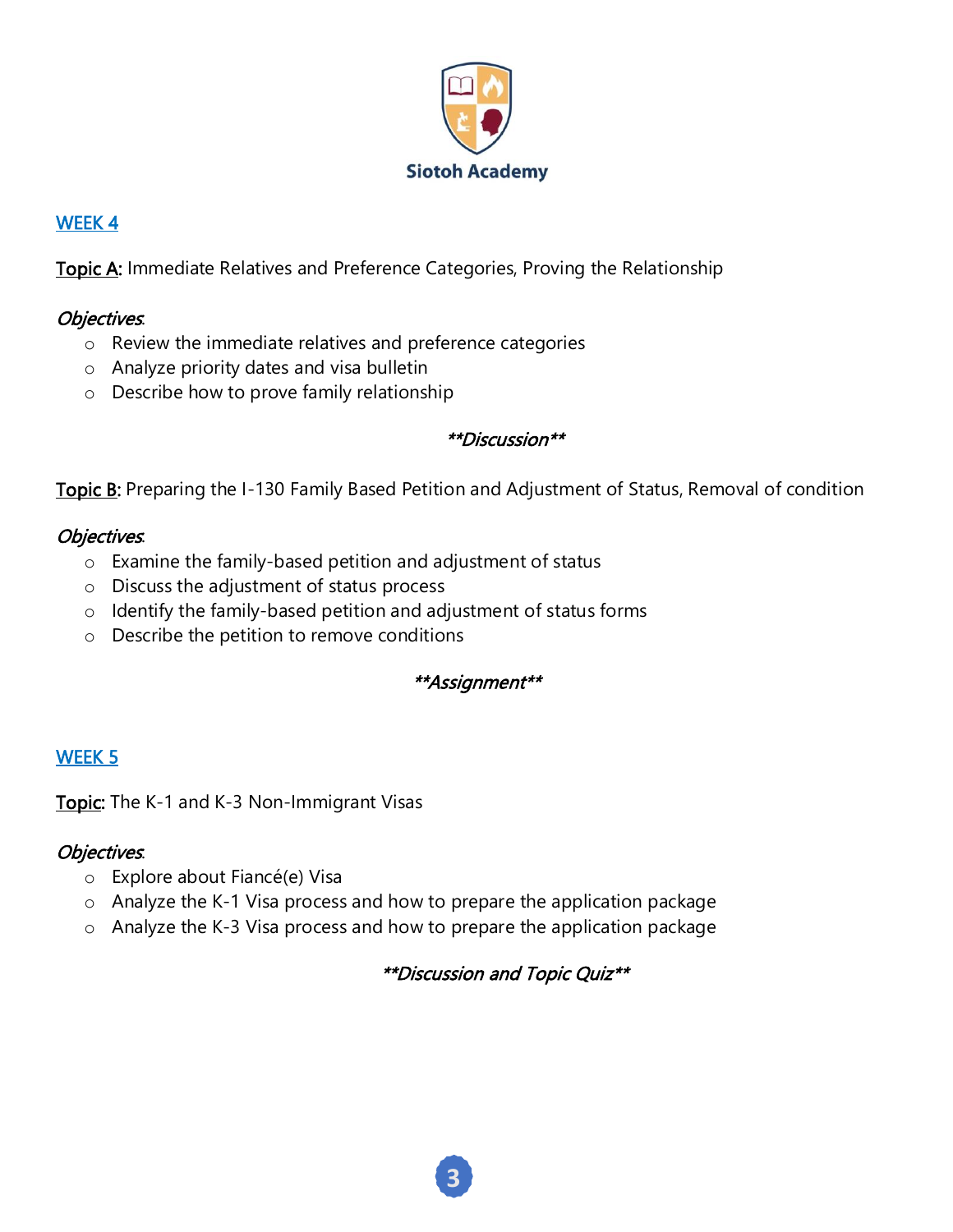Siotoh Academy

## WEEK 4

**Topic A**: Immediate Relatives and Preference Categories, Proving the Relationship

*Objectives*:

- Review the immediate relatives and preference categories
- Analyze priority dates and visa bulletin
- Describe how to prove family relationship

***Discussion***

**Topic B**: Preparing the I-130 Family Based Petition and Adjustment of Status, Removal of condition

*Objectives*:

- Examine the family-based petition and adjustment of status
- Discuss the adjustment of status process
- Identify the family-based petition and adjustment of status forms
- Describe the petition to remove conditions

***Assignment***

## WEEK 5

**Topic**: The K-1 and K-3 Non-Immigrant Visas

*Objectives*:

- Explore about Fiancé(e) Visa
- Analyze the K-1 Visa process and how to prepare the application package
- Analyze the K-3 Visa process and how to prepare the application package

***Discussion and Topic Quiz***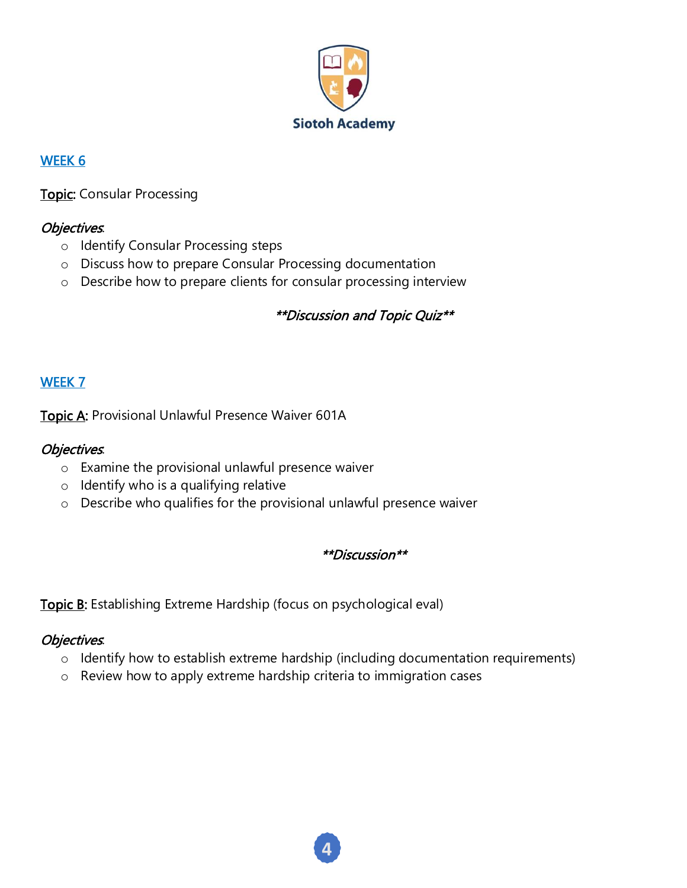Siotoh Academy

## WEEK 6

**Topic**: Consular Processing

*Objectives*:
- Identify Consular Processing steps
- Discuss how to prepare Consular Processing documentation
- Describe how to prepare clients for consular processing interview

***Discussion and Topic Quiz***

## WEEK 7

**Topic A**: Provisional Unlawful Presence Waiver 601A

*Objectives*:
- Examine the provisional unlawful presence waiver
- Identify who is a qualifying relative
- Describe who qualifies for the provisional unlawful presence waiver

***Discussion***

**Topic B**: Establishing Extreme Hardship (focus on psychological eval)

*Objectives*:
- Identify how to establish extreme hardship (including documentation requirements)
- Review how to apply extreme hardship criteria to immigration cases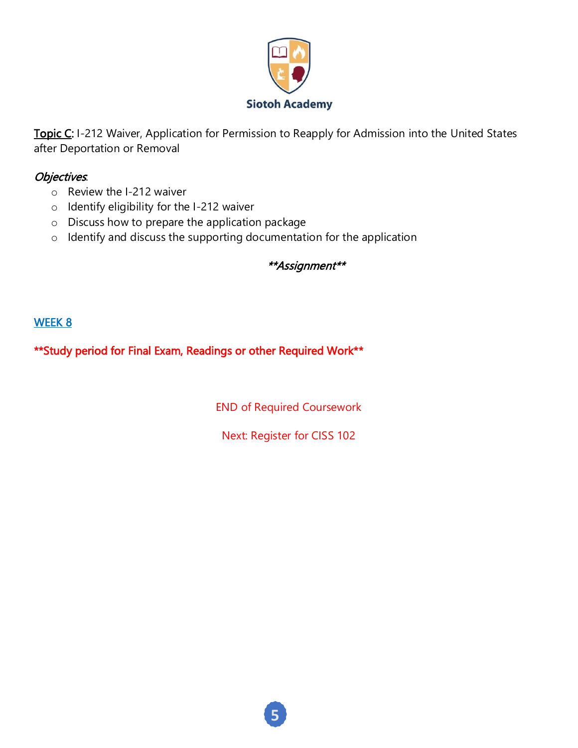**Siotoh Academy**

<u>Topic C:</u> I-212 Waiver, Application for Permission to Reapply for Admission into the United States after Deportation or Removal

*Objectives*:

- Review the I-212 waiver
- Identify eligibility for the I-212 waiver
- Discuss how to prepare the application package
- Identify and discuss the supporting documentation for the application

***Assignment***

**WEEK 8**

****Study period for Final Exam, Readings or other Required Work****

END of Required Coursework

Next: Register for CISS 102